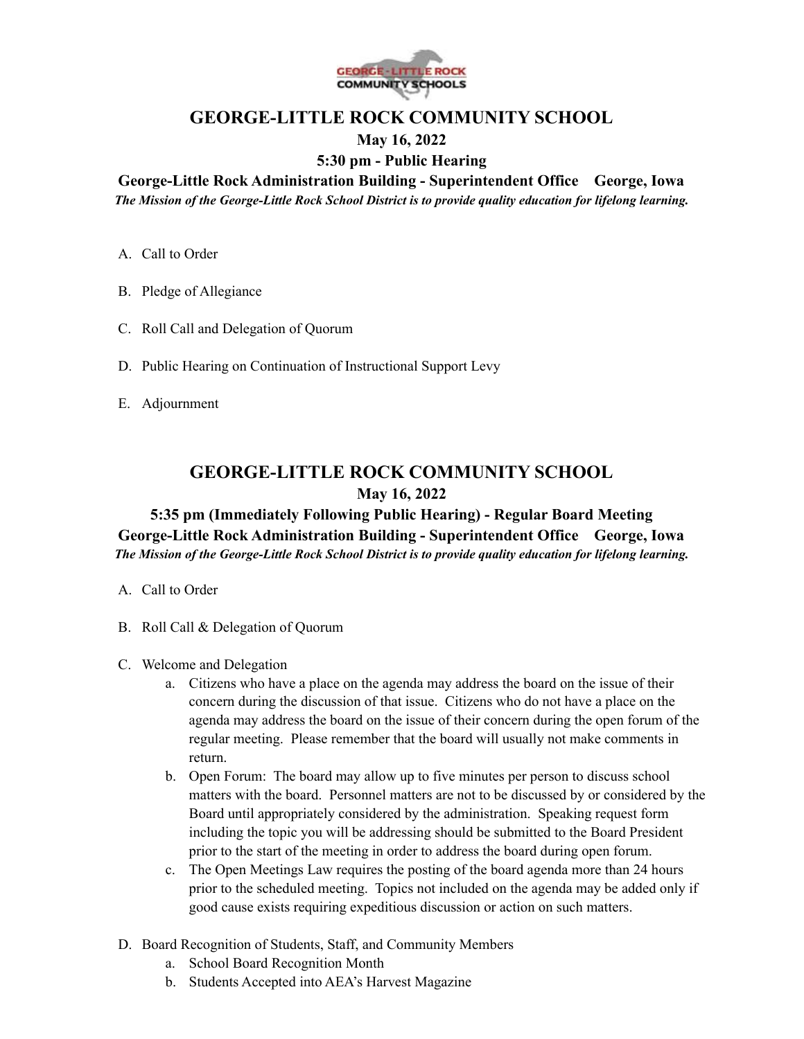# GEORGE-LITTLE ROCK COMMUNITY SCHOOL

**May 16, 2022**

**5:30 pm - Public Hearing**

**George-Little Rock Administration Building - Superintendent Office George, Iowa**

***The Mission of the George-Little Rock School District is to provide quality education for lifelong learning.***

A. Call to Order

B. Pledge of Allegiance

C. Roll Call and Delegation of Quorum

D. Public Hearing on Continuation of Instructional Support Levy

E. Adjournment

# GEORGE-LITTLE ROCK COMMUNITY SCHOOL

**May 16, 2022**

**5:35 pm (Immediately Following Public Hearing) - Regular Board Meeting**

**George-Little Rock Administration Building - Superintendent Office George, Iowa**

***The Mission of the George-Little Rock School District is to provide quality education for lifelong learning.***

A. Call to Order

B. Roll Call & Delegation of Quorum

C. Welcome and Delegation
   a. Citizens who have a place on the agenda may address the board on the issue of their concern during the discussion of that issue. Citizens who do not have a place on the agenda may address the board on the issue of their concern during the open forum of the regular meeting. Please remember that the board will usually not make comments in return.
   b. Open Forum: The board may allow up to five minutes per person to discuss school matters with the board. Personnel matters are not to be discussed by or considered by the Board until appropriately considered by the administration. Speaking request form including the topic you will be addressing should be submitted to the Board President prior to the start of the meeting in order to address the board during open forum.
   c. The Open Meetings Law requires the posting of the board agenda more than 24 hours prior to the scheduled meeting. Topics not included on the agenda may be added only if good cause exists requiring expeditious discussion or action on such matters.

D. Board Recognition of Students, Staff, and Community Members
   a. School Board Recognition Month
   b. Students Accepted into AEA's Harvest Magazine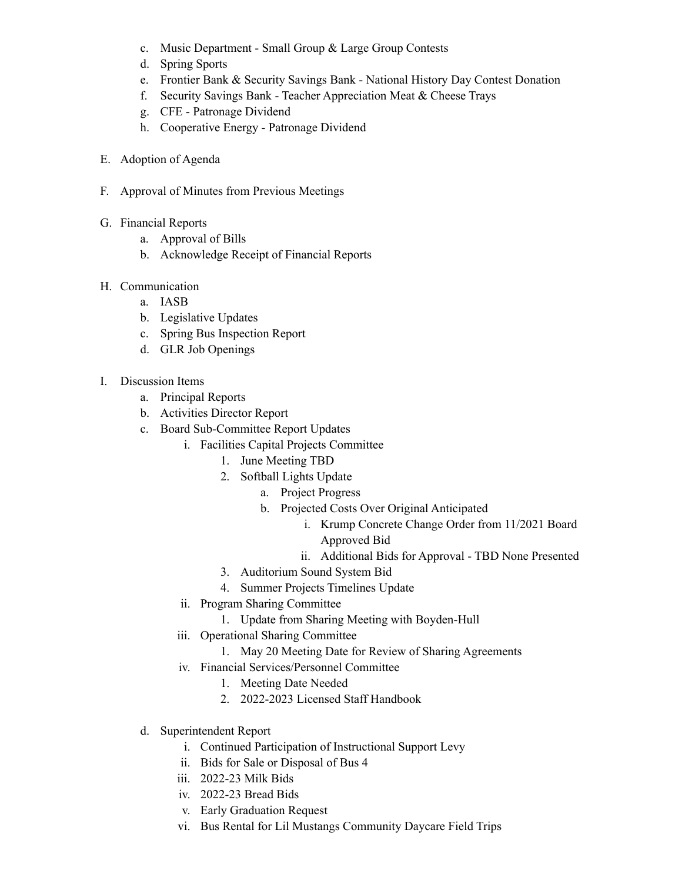c. Music Department - Small Group & Large Group Contests
d. Spring Sports
e. Frontier Bank & Security Savings Bank - National History Day Contest Donation
f. Security Savings Bank - Teacher Appreciation Meat & Cheese Trays
g. CFE - Patronage Dividend
h. Cooperative Energy - Patronage Dividend

E. Adoption of Agenda

F. Approval of Minutes from Previous Meetings

G. Financial Reports
   a. Approval of Bills
   b. Acknowledge Receipt of Financial Reports

H. Communication
   a. IASB
   b. Legislative Updates
   c. Spring Bus Inspection Report
   d. GLR Job Openings

I. Discussion Items
   a. Principal Reports
   b. Activities Director Report
   c. Board Sub-Committee Report Updates
      i. Facilities Capital Projects Committee
         1. June Meeting TBD
         2. Softball Lights Update
            a. Project Progress
            b. Projected Costs Over Original Anticipated
               i. Krump Concrete Change Order from 11/2021 Board Approved Bid
               ii. Additional Bids for Approval - TBD None Presented
         3. Auditorium Sound System Bid
         4. Summer Projects Timelines Update
      ii. Program Sharing Committee
         1. Update from Sharing Meeting with Boyden-Hull
      iii. Operational Sharing Committee
         1. May 20 Meeting Date for Review of Sharing Agreements
      iv. Financial Services/Personnel Committee
         1. Meeting Date Needed
         2. 2022-2023 Licensed Staff Handbook

   d. Superintendent Report
      i. Continued Participation of Instructional Support Levy
      ii. Bids for Sale or Disposal of Bus 4
      iii. 2022-23 Milk Bids
      iv. 2022-23 Bread Bids
      v. Early Graduation Request
      vi. Bus Rental for Lil Mustangs Community Daycare Field Trips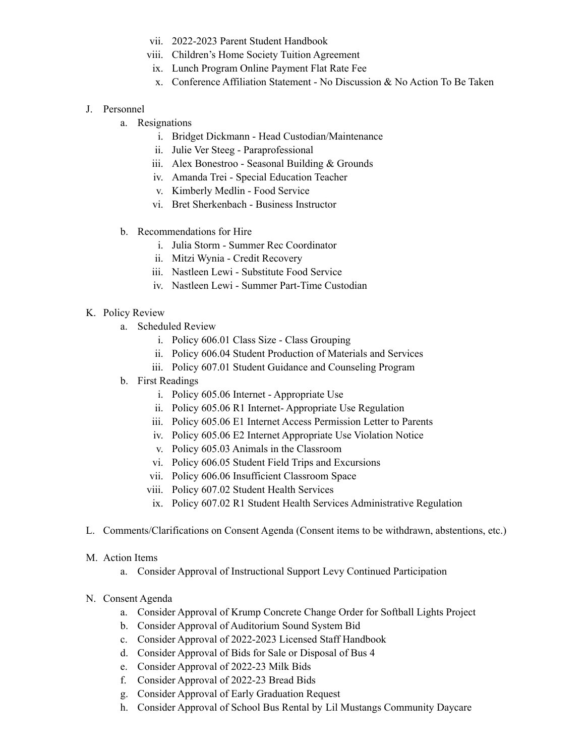vii. 2022-2023 Parent Student Handbook
   viii. Children's Home Society Tuition Agreement
   ix. Lunch Program Online Payment Flat Rate Fee
   x. Conference Affiliation Statement - No Discussion & No Action To Be Taken

J. Personnel
   a. Resignations
      i. Bridget Dickmann - Head Custodian/Maintenance
      ii. Julie Ver Steeg - Paraprofessional
      iii. Alex Bonestroo - Seasonal Building & Grounds
      iv. Amanda Trei - Special Education Teacher
      v. Kimberly Medlin - Food Service
      vi. Bret Sherkenbach - Business Instructor

   b. Recommendations for Hire
      i. Julia Storm - Summer Rec Coordinator
      ii. Mitzi Wynia - Credit Recovery
      iii. Nastleen Lewi - Substitute Food Service
      iv. Nastleen Lewi - Summer Part-Time Custodian

K. Policy Review
   a. Scheduled Review
      i. Policy 606.01 Class Size - Class Grouping
      ii. Policy 606.04 Student Production of Materials and Services
      iii. Policy 607.01 Student Guidance and Counseling Program
   b. First Readings
      i. Policy 605.06 Internet - Appropriate Use
      ii. Policy 605.06 R1 Internet- Appropriate Use Regulation
      iii. Policy 605.06 E1 Internet Access Permission Letter to Parents
      iv. Policy 605.06 E2 Internet Appropriate Use Violation Notice
      v. Policy 605.03 Animals in the Classroom
      vi. Policy 606.05 Student Field Trips and Excursions
      vii. Policy 606.06 Insufficient Classroom Space
      viii. Policy 607.02 Student Health Services
      ix. Policy 607.02 R1 Student Health Services Administrative Regulation

L. Comments/Clarifications on Consent Agenda (Consent items to be withdrawn, abstentions, etc.)

M. Action Items
   a. Consider Approval of Instructional Support Levy Continued Participation

N. Consent Agenda
   a. Consider Approval of Krump Concrete Change Order for Softball Lights Project
   b. Consider Approval of Auditorium Sound System Bid
   c. Consider Approval of 2022-2023 Licensed Staff Handbook
   d. Consider Approval of Bids for Sale or Disposal of Bus 4
   e. Consider Approval of 2022-23 Milk Bids
   f. Consider Approval of 2022-23 Bread Bids
   g. Consider Approval of Early Graduation Request
   h. Consider Approval of School Bus Rental by Lil Mustangs Community Daycare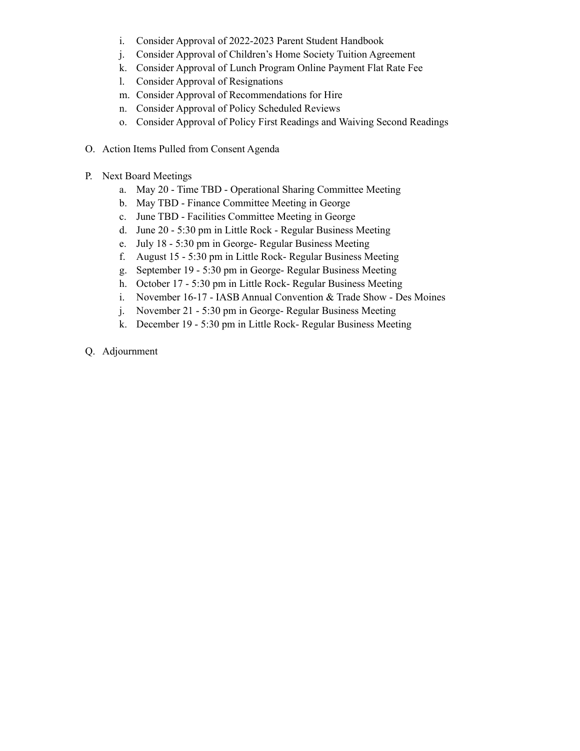i. Consider Approval of 2022-2023 Parent Student Handbook
   j. Consider Approval of Children's Home Society Tuition Agreement
   k. Consider Approval of Lunch Program Online Payment Flat Rate Fee
   l. Consider Approval of Resignations
   m. Consider Approval of Recommendations for Hire
   n. Consider Approval of Policy Scheduled Reviews
   o. Consider Approval of Policy First Readings and Waiving Second Readings

O. Action Items Pulled from Consent Agenda

P. Next Board Meetings
   a. May 20 - Time TBD - Operational Sharing Committee Meeting
   b. May TBD - Finance Committee Meeting in George
   c. June TBD - Facilities Committee Meeting in George
   d. June 20 - 5:30 pm in Little Rock - Regular Business Meeting
   e. July 18 - 5:30 pm in George- Regular Business Meeting
   f. August 15 - 5:30 pm in Little Rock- Regular Business Meeting
   g. September 19 - 5:30 pm in George- Regular Business Meeting
   h. October 17 - 5:30 pm in Little Rock- Regular Business Meeting
   i. November 16-17 - IASB Annual Convention & Trade Show - Des Moines
   j. November 21 - 5:30 pm in George- Regular Business Meeting
   k. December 19 - 5:30 pm in Little Rock- Regular Business Meeting

Q. Adjournment